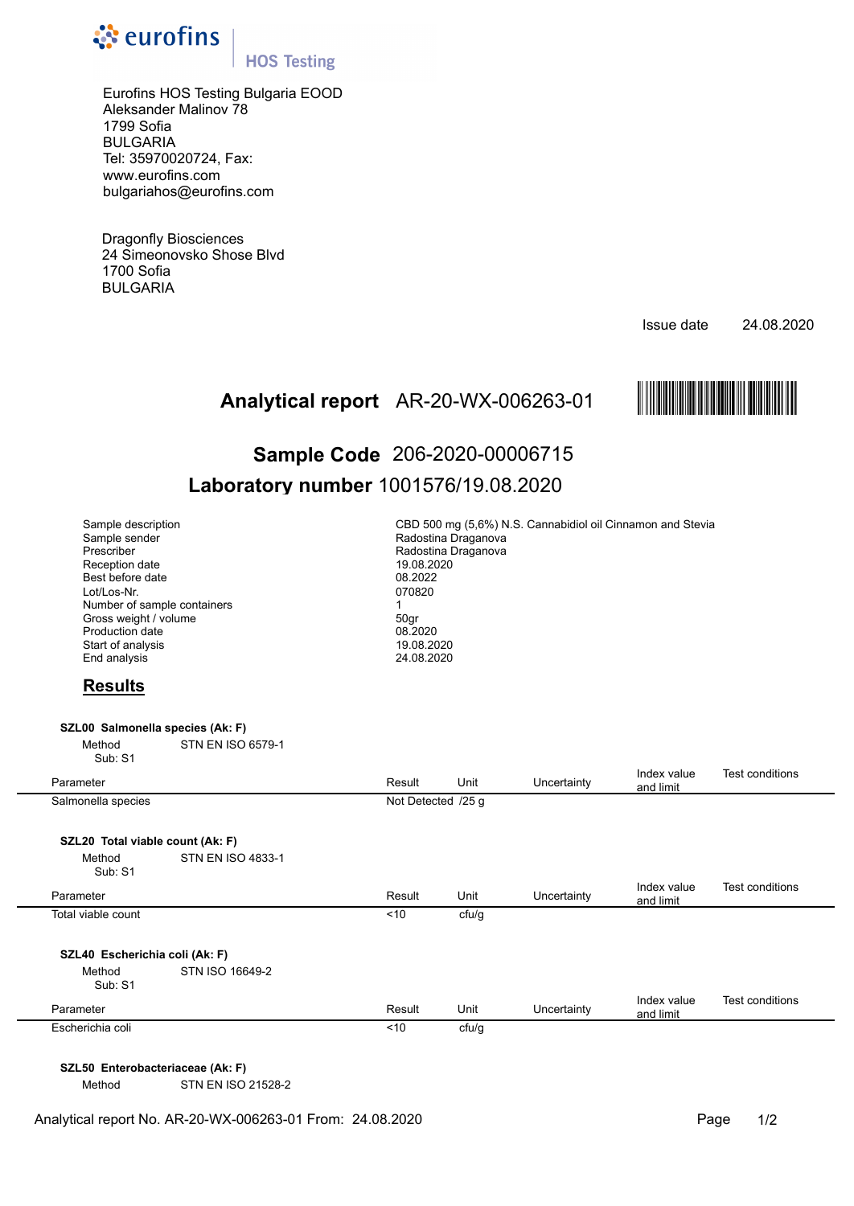eurofins | HOS Testing

Eurofins HOS Testing Bulgaria EOOD
Aleksander Malinov 78
1799 Sofia
BULGARIA
Tel: 35970020724, Fax:
www.eurofins.com
bulgariahos@eurofins.com

Dragonfly Biosciences
24 Simeonovsko Shose Blvd
1700 Sofia
BULGARIA

Issue date 24.08.2020

# Analytical report AR-20-WX-006263-01

## Sample Code 206-2020-00006715

## Laboratory number 1001576/19.08.2020

| | |
|---|---|
| Sample description | CBD 500 mg (5,6%) N.S. Cannabidiol oil Cinnamon and Stevia |
| Sample sender | Radostina Draganova |
| Prescriber | Radostina Draganova |
| Reception date | 19.08.2020 |
| Best before date | 08.2022 |
| Lot/Los-Nr. | 070820 |
| Number of sample containers | 1 |
| Gross weight / volume | 50gr |
| Production date | 08.2020 |
| Start of analysis | 19.08.2020 |
| End analysis | 24.08.2020 |

## Results

**SZL00 Salmonella species (Ak: F)**

Method STN EN ISO 6579-1
Sub: S1

| Parameter | Result | Unit | Uncertainty | Index value and limit | Test conditions |
|---|---|---|---|---|---|
| Salmonella species | Not Detected | /25 g | | | |

**SZL20 Total viable count (Ak: F)**

Method STN EN ISO 4833-1
Sub: S1

| Parameter | Result | Unit | Uncertainty | Index value and limit | Test conditions |
|---|---|---|---|---|---|
| Total viable count | <10 | cfu/g | | | |

**SZL40 Escherichia coli (Ak: F)**

Method STN ISO 16649-2
Sub: S1

| Parameter | Result | Unit | Uncertainty | Index value and limit | Test conditions |
|---|---|---|---|---|---|
| Escherichia coli | <10 | cfu/g | | | |

**SZL50 Enterobacteriaceae (Ak: F)**

Method STN EN ISO 21528-2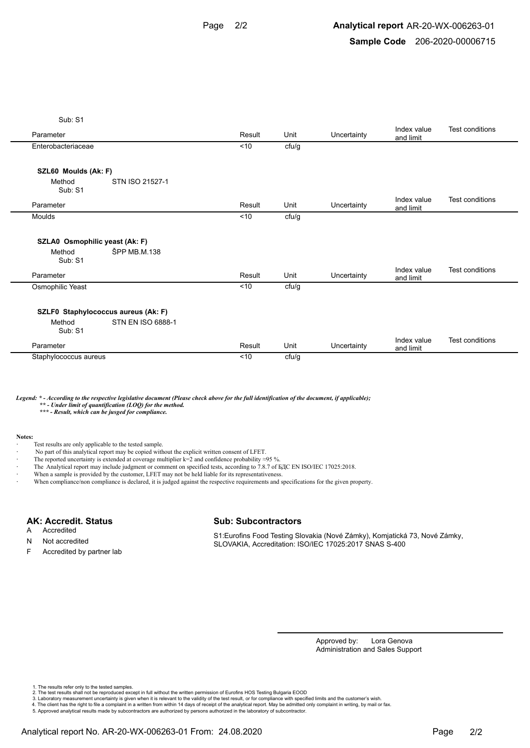Sub: S1

| Parameter | Result | Unit | Uncertainty | Index value and limit | Test conditions |
|---|---|---|---|---|---|
| Enterobacteriaceae | <10 | cfu/g | | | |

**SZL60 Moulds (Ak: F)**

Method STN ISO 21527-1
Sub: S1

| Parameter | Result | Unit | Uncertainty | Index value and limit | Test conditions |
|---|---|---|---|---|---|
| Moulds | <10 | cfu/g | | | |

**SZLA0 Osmophilic yeast (Ak: F)**

Method ŠPP MB.M.138
Sub: S1

| Parameter | Result | Unit | Uncertainty | Index value and limit | Test conditions |
|---|---|---|---|---|---|
| Osmophilic Yeast | <10 | cfu/g | | | |

**SZLF0 Staphylococcus aureus (Ak: F)**

Method STN EN ISO 6888-1
Sub: S1

| Parameter | Result | Unit | Uncertainty | Index value and limit | Test conditions |
|---|---|---|---|---|---|
| Staphylococcus aureus | <10 | cfu/g | | | |

***Legend: * - According to the respective legislative document (Please check above for the full identification of the document, if applicable);***
***** - Under limit of quantification (LOQ) for the method.***
****** - Result, which can be jusged for compliance.***

**Notes:**

- Test results are only applicable to the tested sample.
- No part of this analytical report may be copied without the explicit written consent of LFET.
- The reported uncertainty is extended at coverage multiplier k=2 and confidence probability ≈95 %.
- The Analytical report may include judgment or comment on specified tests, according to 7.8.7 of БДС EN ISO/IEC 17025:2018.
- When a sample is provided by the customer, LFET may not be held liable for its representativeness.
- When compliance/non compliance is declared, it is judged against the respective requirements and specifications for the given property.

**AK: Accredit. Status**

A Accredited
N Not accredited
F Accredited by partner lab

**Sub: Subcontractors**

S1:Eurofins Food Testing Slovakia (Nové Zámky), Komjatická 73, Nové Zámky, SLOVAKIA, Accreditation: ISO/IEC 17025:2017 SNAS S-400

Approved by: Lora Genova
Administration and Sales Support

1. The results refer only to the tested samples.
2. The test results shall not be reproduced except in full without the written permission of Eurofins HOS Testing Bulgaria EOOD
3. Laboratory measurement uncertainty is given when it is relevant to the validity of the test result, or for compliance with specified limits and the customer's wish.
4. The client has the right to file a complaint in a written from within 14 days of receipt of the analytical report. May be admitted only complaint in writing, by mail or fax.
5. Approved analytical results made by subcontractors are authorized by persons authorized in the laboratory of subcontractor.